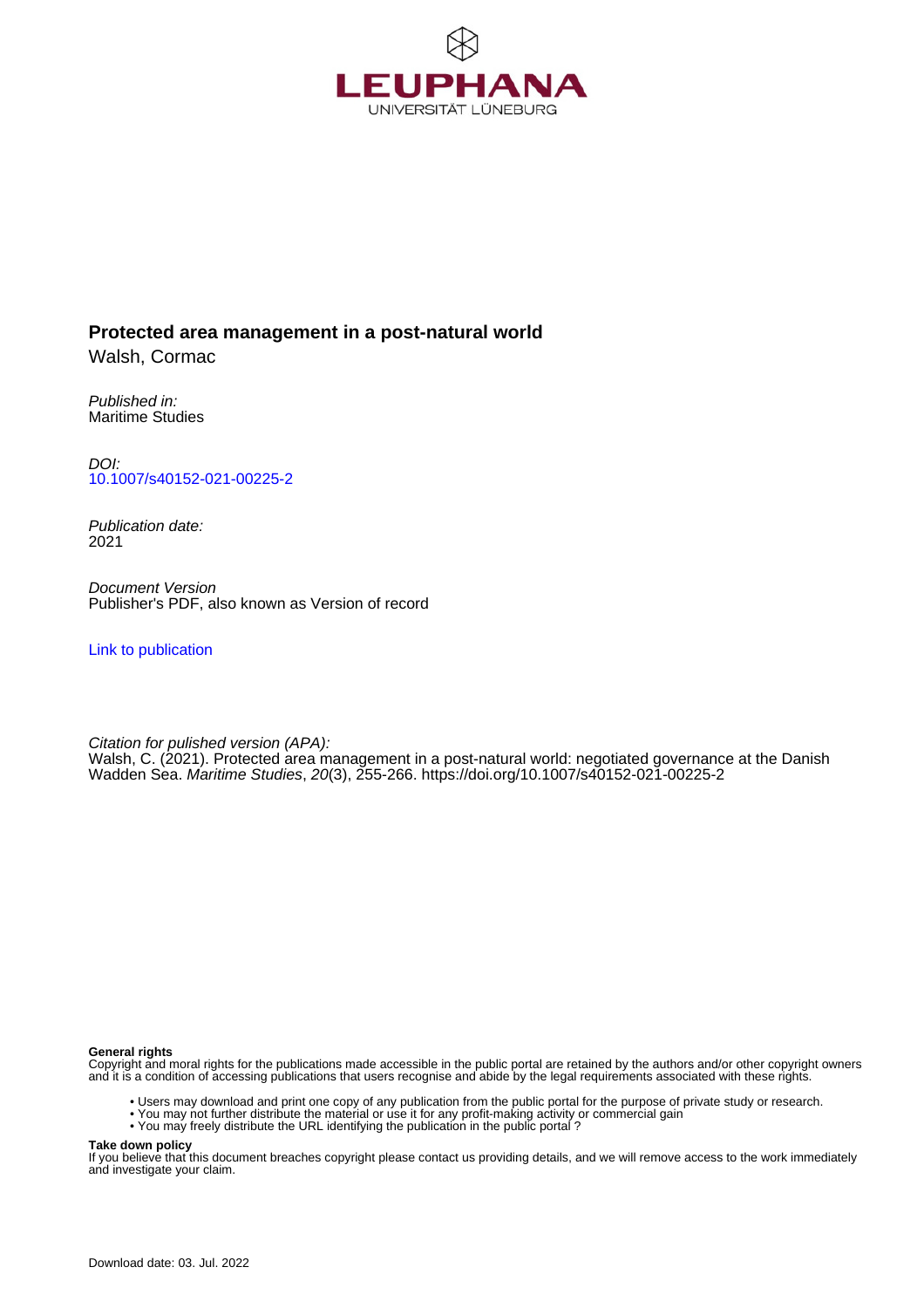LEUPHANA
UNIVERSITÄT LÜNEBURG

**Protected area management in a post-natural world**
Walsh, Cormac

*Published in:*
Maritime Studies

*DOI:*
10.1007/s40152-021-00225-2

*Publication date:*
2021

*Document Version*
Publisher's PDF, also known as Version of record

Link to publication

*Citation for pulished version (APA):*
Walsh, C. (2021). Protected area management in a post-natural world: negotiated governance at the Danish Wadden Sea. *Maritime Studies*, *20*(3), 255-266. https://doi.org/10.1007/s40152-021-00225-2

**General rights**
Copyright and moral rights for the publications made accessible in the public portal are retained by the authors and/or other copyright owners and it is a condition of accessing publications that users recognise and abide by the legal requirements associated with these rights.

- Users may download and print one copy of any publication from the public portal for the purpose of private study or research.
- You may not further distribute the material or use it for any profit-making activity or commercial gain
- You may freely distribute the URL identifying the publication in the public portal ?

**Take down policy**
If you believe that this document breaches copyright please contact us providing details, and we will remove access to the work immediately and investigate your claim.

Download date: 03. Jul. 2022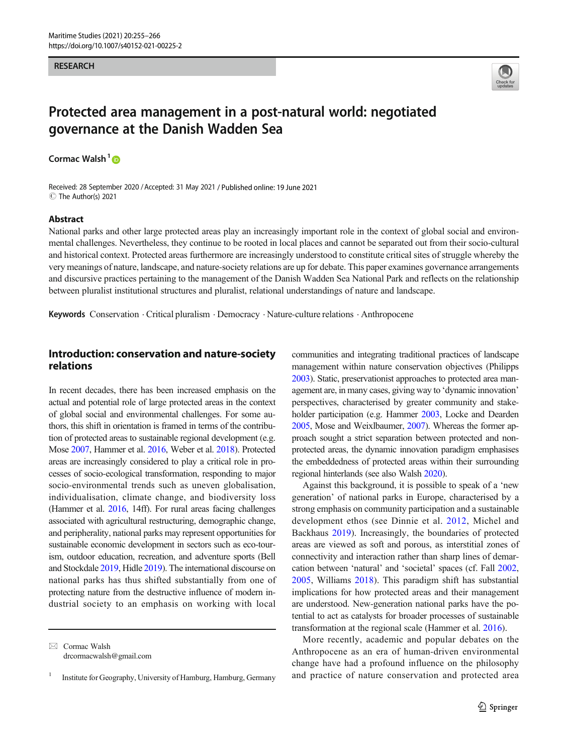# Protected area management in a post-natural world: negotiated governance at the Danish Wadden Sea

Cormac Walsh[1]

Received: 28 September 2020 / Accepted: 31 May 2021 / Published online: 19 June 2021
© The Author(s) 2021

## Abstract

National parks and other large protected areas play an increasingly important role in the context of global social and environmental challenges. Nevertheless, they continue to be rooted in local places and cannot be separated out from their socio-cultural and historical context. Protected areas furthermore are increasingly understood to constitute critical sites of struggle whereby the very meanings of nature, landscape, and nature-society relations are up for debate. This paper examines governance arrangements and discursive practices pertaining to the management of the Danish Wadden Sea National Park and reflects on the relationship between pluralist institutional structures and pluralist, relational understandings of nature and landscape.

**Keywords** Conservation · Critical pluralism · Democracy · Nature-culture relations · Anthropocene

## Introduction: conservation and nature-society relations

In recent decades, there has been increased emphasis on the actual and potential role of large protected areas in the context of global social and environmental challenges. For some authors, this shift in orientation is framed in terms of the contribution of protected areas to sustainable regional development (e.g. Mose 2007, Hammer et al. 2016, Weber et al. 2018). Protected areas are increasingly considered to play a critical role in processes of socio-ecological transformation, responding to major socio-environmental trends such as uneven globalisation, individualisation, climate change, and biodiversity loss (Hammer et al. 2016, 14ff). For rural areas facing challenges associated with agricultural restructuring, demographic change, and peripherality, national parks may represent opportunities for sustainable economic development in sectors such as eco-tourism, outdoor education, recreation, and adventure sports (Bell and Stockdale 2019, Hidle 2019). The international discourse on national parks has thus shifted substantially from one of protecting nature from the destructive influence of modern industrial society to an emphasis on working with local communities and integrating traditional practices of landscape management within nature conservation objectives (Philipps 2003). Static, preservationist approaches to protected area management are, in many cases, giving way to 'dynamic innovation' perspectives, characterised by greater community and stakeholder participation (e.g. Hammer 2003, Locke and Dearden 2005, Mose and Weixlbaumer, 2007). Whereas the former approach sought a strict separation between protected and non-protected areas, the dynamic innovation paradigm emphasises the embeddedness of protected areas within their surrounding regional hinterlands (see also Walsh 2020).

Against this background, it is possible to speak of a 'new generation' of national parks in Europe, characterised by a strong emphasis on community participation and a sustainable development ethos (see Dinnie et al. 2012, Michel and Backhaus 2019). Increasingly, the boundaries of protected areas are viewed as soft and porous, as interstitial zones of connectivity and interaction rather than sharp lines of demarcation between 'natural' and 'societal' spaces (cf. Fall 2002, 2005, Williams 2018). This paradigm shift has substantial implications for how protected areas and their management are understood. New-generation national parks have the potential to act as catalysts for broader processes of sustainable transformation at the regional scale (Hammer et al. 2016).

More recently, academic and popular debates on the Anthropocene as an era of human-driven environmental change have had a profound influence on the philosophy and practice of nature conservation and protected area

---

✉ Cormac Walsh
drcormacwalsh@gmail.com

[1] Institute for Geography, University of Hamburg, Hamburg, Germany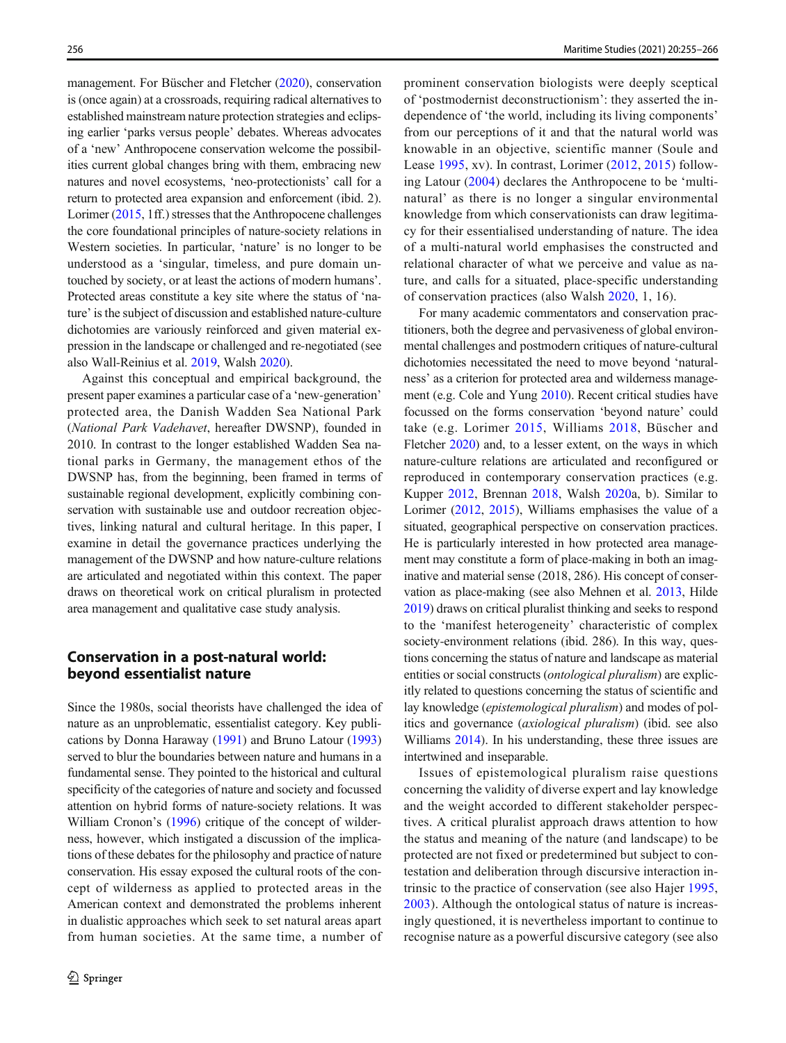management. For Büscher and Fletcher (2020), conservation is (once again) at a crossroads, requiring radical alternatives to established mainstream nature protection strategies and eclipsing earlier 'parks versus people' debates. Whereas advocates of a 'new' Anthropocene conservation welcome the possibilities current global changes bring with them, embracing new natures and novel ecosystems, 'neo-protectionists' call for a return to protected area expansion and enforcement (ibid. 2). Lorimer (2015, 1ff.) stresses that the Anthropocene challenges the core foundational principles of nature-society relations in Western societies. In particular, 'nature' is no longer to be understood as a 'singular, timeless, and pure domain untouched by society, or at least the actions of modern humans'. Protected areas constitute a key site where the status of 'nature' is the subject of discussion and established nature-culture dichotomies are variously reinforced and given material expression in the landscape or challenged and re-negotiated (see also Wall-Reinius et al. 2019, Walsh 2020).

Against this conceptual and empirical background, the present paper examines a particular case of a 'new-generation' protected area, the Danish Wadden Sea National Park (*National Park Vadehavet*, hereafter DWSNP), founded in 2010. In contrast to the longer established Wadden Sea national parks in Germany, the management ethos of the DWSNP has, from the beginning, been framed in terms of sustainable regional development, explicitly combining conservation with sustainable use and outdoor recreation objectives, linking natural and cultural heritage. In this paper, I examine in detail the governance practices underlying the management of the DWSNP and how nature-culture relations are articulated and negotiated within this context. The paper draws on theoretical work on critical pluralism in protected area management and qualitative case study analysis.

## Conservation in a post-natural world: beyond essentialist nature

Since the 1980s, social theorists have challenged the idea of nature as an unproblematic, essentialist category. Key publications by Donna Haraway (1991) and Bruno Latour (1993) served to blur the boundaries between nature and humans in a fundamental sense. They pointed to the historical and cultural specificity of the categories of nature and society and focussed attention on hybrid forms of nature-society relations. It was William Cronon's (1996) critique of the concept of wilderness, however, which instigated a discussion of the implications of these debates for the philosophy and practice of nature conservation. His essay exposed the cultural roots of the concept of wilderness as applied to protected areas in the American context and demonstrated the problems inherent in dualistic approaches which seek to set natural areas apart from human societies. At the same time, a number of prominent conservation biologists were deeply sceptical of 'postmodernist deconstructionism': they asserted the independence of 'the world, including its living components' from our perceptions of it and that the natural world was knowable in an objective, scientific manner (Soule and Lease 1995, xv). In contrast, Lorimer (2012, 2015) following Latour (2004) declares the Anthropocene to be 'multinatural' as there is no longer a singular environmental knowledge from which conservationists can draw legitimacy for their essentialised understanding of nature. The idea of a multi-natural world emphasises the constructed and relational character of what we perceive and value as nature, and calls for a situated, place-specific understanding of conservation practices (also Walsh 2020, 1, 16).

For many academic commentators and conservation practitioners, both the degree and pervasiveness of global environmental challenges and postmodern critiques of nature-cultural dichotomies necessitated the need to move beyond 'naturalness' as a criterion for protected area and wilderness management (e.g. Cole and Yung 2010). Recent critical studies have focussed on the forms conservation 'beyond nature' could take (e.g. Lorimer 2015, Williams 2018, Büscher and Fletcher 2020) and, to a lesser extent, on the ways in which nature-culture relations are articulated and reconfigured or reproduced in contemporary conservation practices (e.g. Kupper 2012, Brennan 2018, Walsh 2020a, b). Similar to Lorimer (2012, 2015), Williams emphasises the value of a situated, geographical perspective on conservation practices. He is particularly interested in how protected area management may constitute a form of place-making in both an imaginative and material sense (2018, 286). His concept of conservation as place-making (see also Mehnen et al. 2013, Hilde 2019) draws on critical pluralist thinking and seeks to respond to the 'manifest heterogeneity' characteristic of complex society-environment relations (ibid. 286). In this way, questions concerning the status of nature and landscape as material entities or social constructs (*ontological pluralism*) are explicitly related to questions concerning the status of scientific and lay knowledge (*epistemological pluralism*) and modes of politics and governance (*axiological pluralism*) (ibid. see also Williams 2014). In his understanding, these three issues are intertwined and inseparable.

Issues of epistemological pluralism raise questions concerning the validity of diverse expert and lay knowledge and the weight accorded to different stakeholder perspectives. A critical pluralist approach draws attention to how the status and meaning of the nature (and landscape) to be protected are not fixed or predetermined but subject to contestation and deliberation through discursive interaction intrinsic to the practice of conservation (see also Hajer 1995, 2003). Although the ontological status of nature is increasingly questioned, it is nevertheless important to continue to recognise nature as a powerful discursive category (see also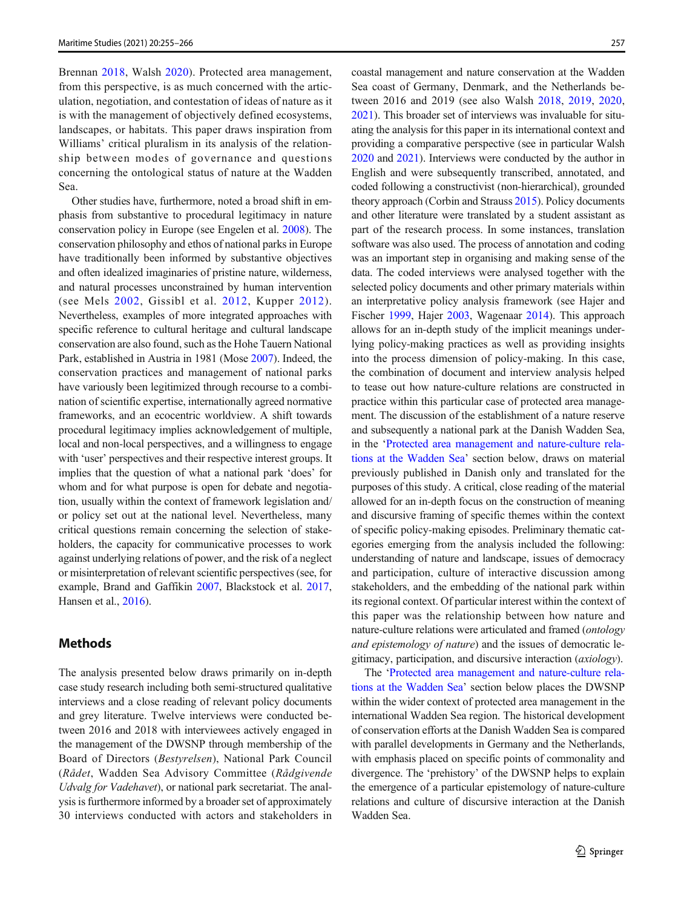Brennan 2018, Walsh 2020). Protected area management, from this perspective, is as much concerned with the articulation, negotiation, and contestation of ideas of nature as it is with the management of objectively defined ecosystems, landscapes, or habitats. This paper draws inspiration from Williams' critical pluralism in its analysis of the relationship between modes of governance and questions concerning the ontological status of nature at the Wadden Sea.

Other studies have, furthermore, noted a broad shift in emphasis from substantive to procedural legitimacy in nature conservation policy in Europe (see Engelen et al. 2008). The conservation philosophy and ethos of national parks in Europe have traditionally been informed by substantive objectives and often idealized imaginaries of pristine nature, wilderness, and natural processes unconstrained by human intervention (see Mels 2002, Gissibl et al. 2012, Kupper 2012). Nevertheless, examples of more integrated approaches with specific reference to cultural heritage and cultural landscape conservation are also found, such as the Hohe Tauern National Park, established in Austria in 1981 (Mose 2007). Indeed, the conservation practices and management of national parks have variously been legitimized through recourse to a combination of scientific expertise, internationally agreed normative frameworks, and an ecocentric worldview. A shift towards procedural legitimacy implies acknowledgement of multiple, local and non-local perspectives, and a willingness to engage with 'user' perspectives and their respective interest groups. It implies that the question of what a national park 'does' for whom and for what purpose is open for debate and negotiation, usually within the context of framework legislation and/or policy set out at the national level. Nevertheless, many critical questions remain concerning the selection of stakeholders, the capacity for communicative processes to work against underlying relations of power, and the risk of a neglect or misinterpretation of relevant scientific perspectives (see, for example, Brand and Gaffikin 2007, Blackstock et al. 2017, Hansen et al., 2016).

## Methods

The analysis presented below draws primarily on in-depth case study research including both semi-structured qualitative interviews and a close reading of relevant policy documents and grey literature. Twelve interviews were conducted between 2016 and 2018 with interviewees actively engaged in the management of the DWSNP through membership of the Board of Directors (*Bestyrelsen*), National Park Council (*Rådet*, Wadden Sea Advisory Committee (*Rådgivende Udvalg for Vadehavet*), or national park secretariat. The analysis is furthermore informed by a broader set of approximately 30 interviews conducted with actors and stakeholders in coastal management and nature conservation at the Wadden Sea coast of Germany, Denmark, and the Netherlands between 2016 and 2019 (see also Walsh 2018, 2019, 2020, 2021). This broader set of interviews was invaluable for situating the analysis for this paper in its international context and providing a comparative perspective (see in particular Walsh 2020 and 2021). Interviews were conducted by the author in English and were subsequently transcribed, annotated, and coded following a constructivist (non-hierarchical), grounded theory approach (Corbin and Strauss 2015). Policy documents and other literature were translated by a student assistant as part of the research process. In some instances, translation software was also used. The process of annotation and coding was an important step in organising and making sense of the data. The coded interviews were analysed together with the selected policy documents and other primary materials within an interpretative policy analysis framework (see Hajer and Fischer 1999, Hajer 2003, Wagenaar 2014). This approach allows for an in-depth study of the implicit meanings underlying policy-making practices as well as providing insights into the process dimension of policy-making. In this case, the combination of document and interview analysis helped to tease out how nature-culture relations are constructed in practice within this particular case of protected area management. The discussion of the establishment of a nature reserve and subsequently a national park at the Danish Wadden Sea, in the 'Protected area management and nature-culture relations at the Wadden Sea' section below, draws on material previously published in Danish only and translated for the purposes of this study. A critical, close reading of the material allowed for an in-depth focus on the construction of meaning and discursive framing of specific themes within the context of specific policy-making episodes. Preliminary thematic categories emerging from the analysis included the following: understanding of nature and landscape, issues of democracy and participation, culture of interactive discussion among stakeholders, and the embedding of the national park within its regional context. Of particular interest within the context of this paper was the relationship between how nature and nature-culture relations were articulated and framed (*ontology and epistemology of nature*) and the issues of democratic legitimacy, participation, and discursive interaction (*axiology*).

The 'Protected area management and nature-culture relations at the Wadden Sea' section below places the DWSNP within the wider context of protected area management in the international Wadden Sea region. The historical development of conservation efforts at the Danish Wadden Sea is compared with parallel developments in Germany and the Netherlands, with emphasis placed on specific points of commonality and divergence. The 'prehistory' of the DWSNP helps to explain the emergence of a particular epistemology of nature-culture relations and culture of discursive interaction at the Danish Wadden Sea.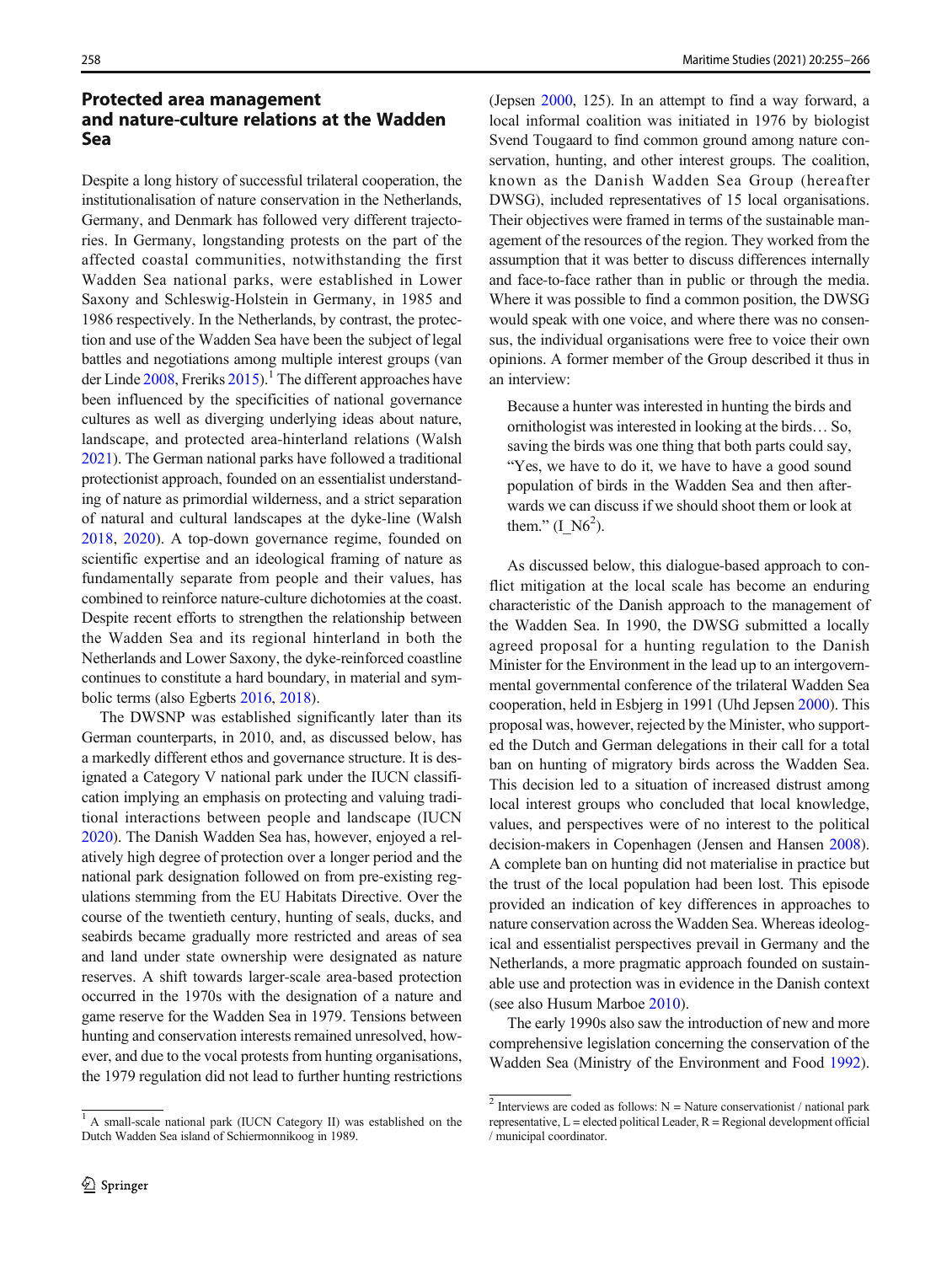## Protected area management and nature-culture relations at the Wadden Sea

Despite a long history of successful trilateral cooperation, the institutionalisation of nature conservation in the Netherlands, Germany, and Denmark has followed very different trajectories. In Germany, longstanding protests on the part of the affected coastal communities, notwithstanding the first Wadden Sea national parks, were established in Lower Saxony and Schleswig-Holstein in Germany, in 1985 and 1986 respectively. In the Netherlands, by contrast, the protection and use of the Wadden Sea have been the subject of legal battles and negotiations among multiple interest groups (van der Linde 2008, Freriks 2015).[1] The different approaches have been influenced by the specificities of national governance cultures as well as diverging underlying ideas about nature, landscape, and protected area-hinterland relations (Walsh 2021). The German national parks have followed a traditional protectionist approach, founded on an essentialist understanding of nature as primordial wilderness, and a strict separation of natural and cultural landscapes at the dyke-line (Walsh 2018, 2020). A top-down governance regime, founded on scientific expertise and an ideological framing of nature as fundamentally separate from people and their values, has combined to reinforce nature-culture dichotomies at the coast. Despite recent efforts to strengthen the relationship between the Wadden Sea and its regional hinterland in both the Netherlands and Lower Saxony, the dyke-reinforced coastline continues to constitute a hard boundary, in material and symbolic terms (also Egberts 2016, 2018).

The DWSNP was established significantly later than its German counterparts, in 2010, and, as discussed below, has a markedly different ethos and governance structure. It is designated a Category V national park under the IUCN classification implying an emphasis on protecting and valuing traditional interactions between people and landscape (IUCN 2020). The Danish Wadden Sea has, however, enjoyed a relatively high degree of protection over a longer period and the national park designation followed on from pre-existing regulations stemming from the EU Habitats Directive. Over the course of the twentieth century, hunting of seals, ducks, and seabirds became gradually more restricted and areas of sea and land under state ownership were designated as nature reserves. A shift towards larger-scale area-based protection occurred in the 1970s with the designation of a nature and game reserve for the Wadden Sea in 1979. Tensions between hunting and conservation interests remained unresolved, however, and due to the vocal protests from hunting organisations, the 1979 regulation did not lead to further hunting restrictions (Jepsen 2000, 125). In an attempt to find a way forward, a local informal coalition was initiated in 1976 by biologist Svend Tougaard to find common ground among nature conservation, hunting, and other interest groups. The coalition, known as the Danish Wadden Sea Group (hereafter DWSG), included representatives of 15 local organisations. Their objectives were framed in terms of the sustainable management of the resources of the region. They worked from the assumption that it was better to discuss differences internally and face-to-face rather than in public or through the media. Where it was possible to find a common position, the DWSG would speak with one voice, and where there was no consensus, the individual organisations were free to voice their own opinions. A former member of the Group described it thus in an interview:

> Because a hunter was interested in hunting the birds and ornithologist was interested in looking at the birds… So, saving the birds was one thing that both parts could say, "Yes, we have to do it, we have to have a good sound population of birds in the Wadden Sea and then afterwards we can discuss if we should shoot them or look at them." (I_N6[2]).

As discussed below, this dialogue-based approach to conflict mitigation at the local scale has become an enduring characteristic of the Danish approach to the management of the Wadden Sea. In 1990, the DWSG submitted a locally agreed proposal for a hunting regulation to the Danish Minister for the Environment in the lead up to an intergovernmental governmental conference of the trilateral Wadden Sea cooperation, held in Esbjerg in 1991 (Uhd Jepsen 2000). This proposal was, however, rejected by the Minister, who supported the Dutch and German delegations in their call for a total ban on hunting of migratory birds across the Wadden Sea. This decision led to a situation of increased distrust among local interest groups who concluded that local knowledge, values, and perspectives were of no interest to the political decision-makers in Copenhagen (Jensen and Hansen 2008). A complete ban on hunting did not materialise in practice but the trust of the local population had been lost. This episode provided an indication of key differences in approaches to nature conservation across the Wadden Sea. Whereas ideological and essentialist perspectives prevail in Germany and the Netherlands, a more pragmatic approach founded on sustainable use and protection was in evidence in the Danish context (see also Husum Marboe 2010).

The early 1990s also saw the introduction of new and more comprehensive legislation concerning the conservation of the Wadden Sea (Ministry of the Environment and Food 1992).

[1] A small-scale national park (IUCN Category II) was established on the Dutch Wadden Sea island of Schiermonnikoog in 1989.

[2] Interviews are coded as follows: N = Nature conservationist / national park representative, L = elected political Leader, R = Regional development official / municipal coordinator.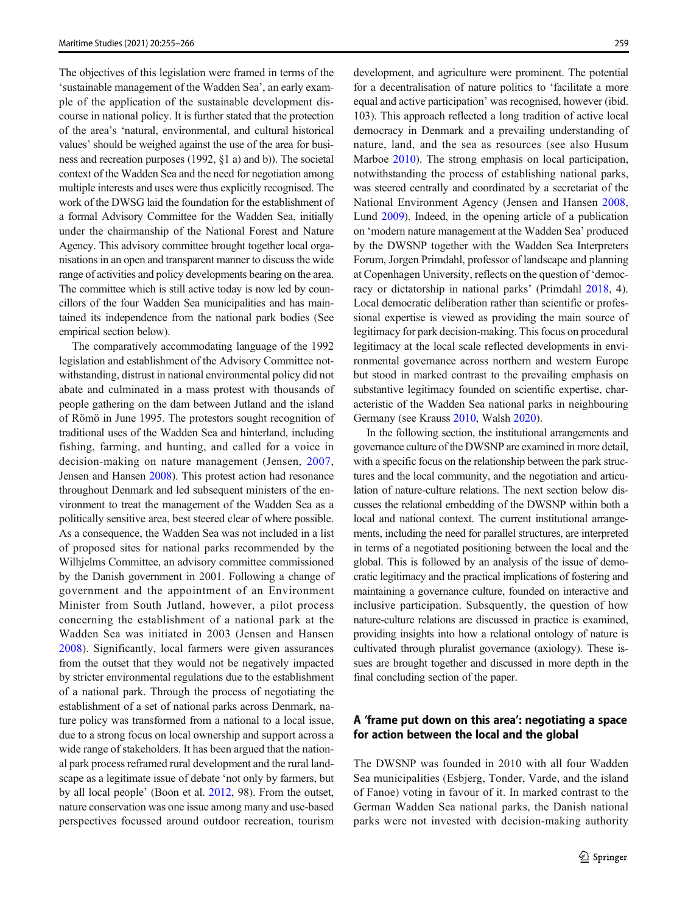The objectives of this legislation were framed in terms of the 'sustainable management of the Wadden Sea', an early example of the application of the sustainable development discourse in national policy. It is further stated that the protection of the area's 'natural, environmental, and cultural historical values' should be weighed against the use of the area for business and recreation purposes (1992, §1 a) and b)). The societal context of the Wadden Sea and the need for negotiation among multiple interests and uses were thus explicitly recognised. The work of the DWSG laid the foundation for the establishment of a formal Advisory Committee for the Wadden Sea, initially under the chairmanship of the National Forest and Nature Agency. This advisory committee brought together local organisations in an open and transparent manner to discuss the wide range of activities and policy developments bearing on the area. The committee which is still active today is now led by councillors of the four Wadden Sea municipalities and has maintained its independence from the national park bodies (See empirical section below).

The comparatively accommodating language of the 1992 legislation and establishment of the Advisory Committee notwithstanding, distrust in national environmental policy did not abate and culminated in a mass protest with thousands of people gathering on the dam between Jutland and the island of Römö in June 1995. The protestors sought recognition of traditional uses of the Wadden Sea and hinterland, including fishing, farming, and hunting, and called for a voice in decision-making on nature management (Jensen, 2007, Jensen and Hansen 2008). This protest action had resonance throughout Denmark and led subsequent ministers of the environment to treat the management of the Wadden Sea as a politically sensitive area, best steered clear of where possible. As a consequence, the Wadden Sea was not included in a list of proposed sites for national parks recommended by the Wilhjelms Committee, an advisory committee commissioned by the Danish government in 2001. Following a change of government and the appointment of an Environment Minister from South Jutland, however, a pilot process concerning the establishment of a national park at the Wadden Sea was initiated in 2003 (Jensen and Hansen 2008). Significantly, local farmers were given assurances from the outset that they would not be negatively impacted by stricter environmental regulations due to the establishment of a national park. Through the process of negotiating the establishment of a set of national parks across Denmark, nature policy was transformed from a national to a local issue, due to a strong focus on local ownership and support across a wide range of stakeholders. It has been argued that the national park process reframed rural development and the rural landscape as a legitimate issue of debate 'not only by farmers, but by all local people' (Boon et al. 2012, 98). From the outset, nature conservation was one issue among many and use-based perspectives focussed around outdoor recreation, tourism development, and agriculture were prominent. The potential for a decentralisation of nature politics to 'facilitate a more equal and active participation' was recognised, however (ibid. 103). This approach reflected a long tradition of active local democracy in Denmark and a prevailing understanding of nature, land, and the sea as resources (see also Husum Marboe 2010). The strong emphasis on local participation, notwithstanding the process of establishing national parks, was steered centrally and coordinated by a secretariat of the National Environment Agency (Jensen and Hansen 2008, Lund 2009). Indeed, in the opening article of a publication on 'modern nature management at the Wadden Sea' produced by the DWSNP together with the Wadden Sea Interpreters Forum, Jorgen Primdahl, professor of landscape and planning at Copenhagen University, reflects on the question of 'democracy or dictatorship in national parks' (Primdahl 2018, 4). Local democratic deliberation rather than scientific or professional expertise is viewed as providing the main source of legitimacy for park decision-making. This focus on procedural legitimacy at the local scale reflected developments in environmental governance across northern and western Europe but stood in marked contrast to the prevailing emphasis on substantive legitimacy founded on scientific expertise, characteristic of the Wadden Sea national parks in neighbouring Germany (see Krauss 2010, Walsh 2020).

In the following section, the institutional arrangements and governance culture of the DWSNP are examined in more detail, with a specific focus on the relationship between the park structures and the local community, and the negotiation and articulation of nature-culture relations. The next section below discusses the relational embedding of the DWSNP within both a local and national context. The current institutional arrangements, including the need for parallel structures, are interpreted in terms of a negotiated positioning between the local and the global. This is followed by an analysis of the issue of democratic legitimacy and the practical implications of fostering and maintaining a governance culture, founded on interactive and inclusive participation. Subsequently, the question of how nature-culture relations are discussed in practice is examined, providing insights into how a relational ontology of nature is cultivated through pluralist governance (axiology). These issues are brought together and discussed in more depth in the final concluding section of the paper.

## A 'frame put down on this area': negotiating a space for action between the local and the global

The DWSNP was founded in 2010 with all four Wadden Sea municipalities (Esbjerg, Tonder, Varde, and the island of Fanoe) voting in favour of it. In marked contrast to the German Wadden Sea national parks, the Danish national parks were not invested with decision-making authority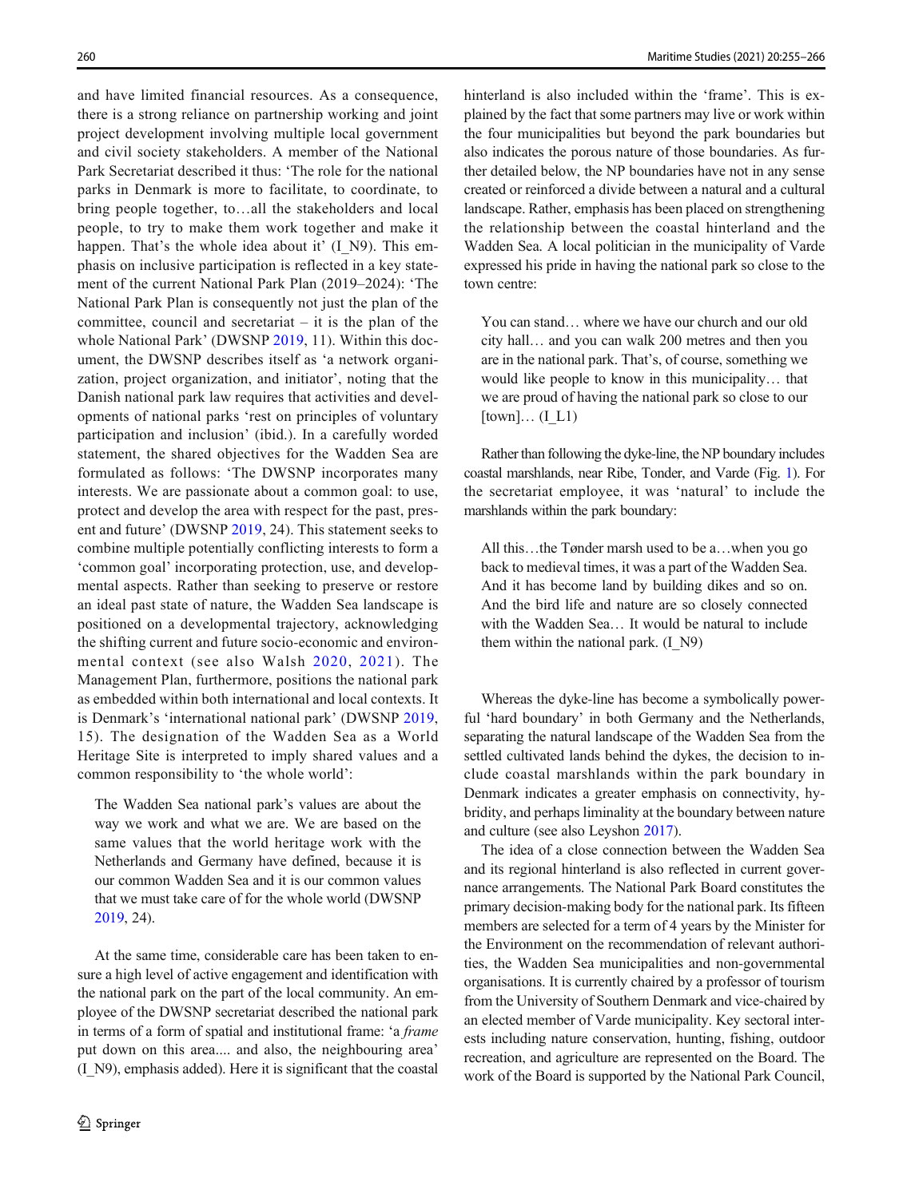and have limited financial resources. As a consequence, there is a strong reliance on partnership working and joint project development involving multiple local government and civil society stakeholders. A member of the National Park Secretariat described it thus: 'The role for the national parks in Denmark is more to facilitate, to coordinate, to bring people together, to…all the stakeholders and local people, to try to make them work together and make it happen. That's the whole idea about it' (I_N9). This emphasis on inclusive participation is reflected in a key statement of the current National Park Plan (2019–2024): 'The National Park Plan is consequently not just the plan of the committee, council and secretariat – it is the plan of the whole National Park' (DWSNP 2019, 11). Within this document, the DWSNP describes itself as 'a network organization, project organization, and initiator', noting that the Danish national park law requires that activities and developments of national parks 'rest on principles of voluntary participation and inclusion' (ibid.). In a carefully worded statement, the shared objectives for the Wadden Sea are formulated as follows: 'The DWSNP incorporates many interests. We are passionate about a common goal: to use, protect and develop the area with respect for the past, present and future' (DWSNP 2019, 24). This statement seeks to combine multiple potentially conflicting interests to form a 'common goal' incorporating protection, use, and developmental aspects. Rather than seeking to preserve or restore an ideal past state of nature, the Wadden Sea landscape is positioned on a developmental trajectory, acknowledging the shifting current and future socio-economic and environmental context (see also Walsh 2020, 2021). The Management Plan, furthermore, positions the national park as embedded within both international and local contexts. It is Denmark's 'international national park' (DWSNP 2019, 15). The designation of the Wadden Sea as a World Heritage Site is interpreted to imply shared values and a common responsibility to 'the whole world':

> The Wadden Sea national park's values are about the way we work and what we are. We are based on the same values that the world heritage work with the Netherlands and Germany have defined, because it is our common Wadden Sea and it is our common values that we must take care of for the whole world (DWSNP 2019, 24).

At the same time, considerable care has been taken to ensure a high level of active engagement and identification with the national park on the part of the local community. An employee of the DWSNP secretariat described the national park in terms of a form of spatial and institutional frame: 'a *frame* put down on this area.... and also, the neighbouring area' (I_N9), emphasis added). Here it is significant that the coastal hinterland is also included within the 'frame'. This is explained by the fact that some partners may live or work within the four municipalities but beyond the park boundaries but also indicates the porous nature of those boundaries. As further detailed below, the NP boundaries have not in any sense created or reinforced a divide between a natural and a cultural landscape. Rather, emphasis has been placed on strengthening the relationship between the coastal hinterland and the Wadden Sea. A local politician in the municipality of Varde expressed his pride in having the national park so close to the town centre:

> You can stand… where we have our church and our old city hall… and you can walk 200 metres and then you are in the national park. That's, of course, something we would like people to know in this municipality… that we are proud of having the national park so close to our [town]… (I_L1)

Rather than following the dyke-line, the NP boundary includes coastal marshlands, near Ribe, Tonder, and Varde (Fig. 1). For the secretariat employee, it was 'natural' to include the marshlands within the park boundary:

> All this…the Tønder marsh used to be a…when you go back to medieval times, it was a part of the Wadden Sea. And it has become land by building dikes and so on. And the bird life and nature are so closely connected with the Wadden Sea… It would be natural to include them within the national park. (I_N9)

Whereas the dyke-line has become a symbolically powerful 'hard boundary' in both Germany and the Netherlands, separating the natural landscape of the Wadden Sea from the settled cultivated lands behind the dykes, the decision to include coastal marshlands within the park boundary in Denmark indicates a greater emphasis on connectivity, hybridity, and perhaps liminality at the boundary between nature and culture (see also Leyshon 2017).

The idea of a close connection between the Wadden Sea and its regional hinterland is also reflected in current governance arrangements. The National Park Board constitutes the primary decision-making body for the national park. Its fifteen members are selected for a term of 4 years by the Minister for the Environment on the recommendation of relevant authorities, the Wadden Sea municipalities and non-governmental organisations. It is currently chaired by a professor of tourism from the University of Southern Denmark and vice-chaired by an elected member of Varde municipality. Key sectoral interests including nature conservation, hunting, fishing, outdoor recreation, and agriculture are represented on the Board. The work of the Board is supported by the National Park Council,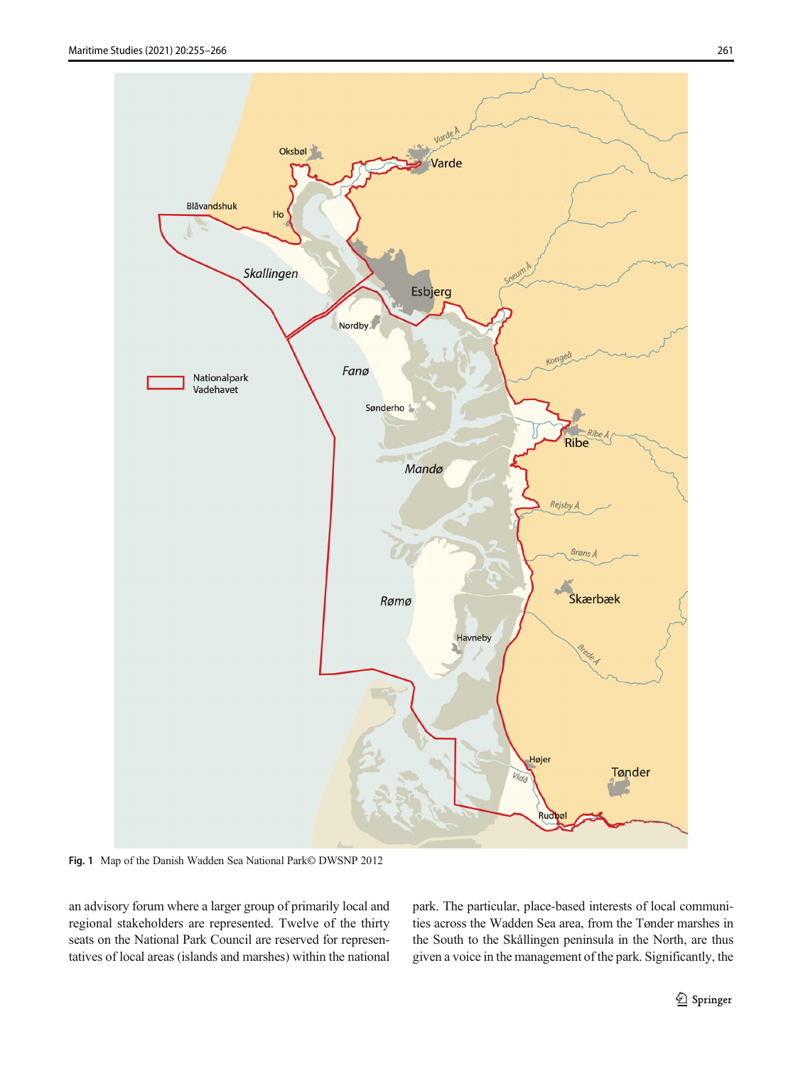Fig. 1 Map of the Danish Wadden Sea National Park© DWSNP 2012

an advisory forum where a larger group of primarily local and regional stakeholders are represented. Twelve of the thirty seats on the National Park Council are reserved for representatives of local areas (islands and marshes) within the national park. The particular, place-based interests of local communities across the Wadden Sea area, from the Tønder marshes in the South to the Skållingen peninsula in the North, are thus given a voice in the management of the park. Significantly, the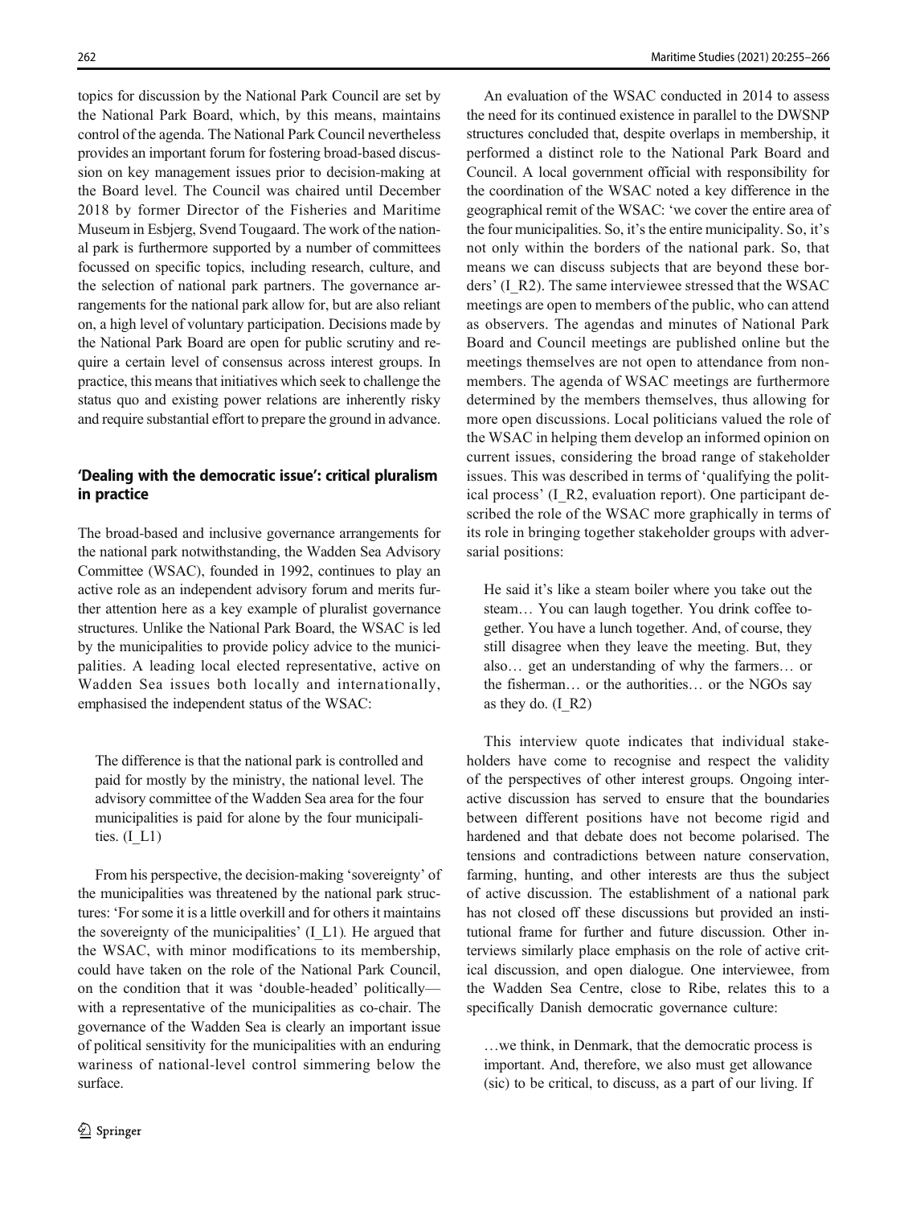topics for discussion by the National Park Council are set by the National Park Board, which, by this means, maintains control of the agenda. The National Park Council nevertheless provides an important forum for fostering broad-based discussion on key management issues prior to decision-making at the Board level. The Council was chaired until December 2018 by former Director of the Fisheries and Maritime Museum in Esbjerg, Svend Tougaard. The work of the national park is furthermore supported by a number of committees focussed on specific topics, including research, culture, and the selection of national park partners. The governance arrangements for the national park allow for, but are also reliant on, a high level of voluntary participation. Decisions made by the National Park Board are open for public scrutiny and require a certain level of consensus across interest groups. In practice, this means that initiatives which seek to challenge the status quo and existing power relations are inherently risky and require substantial effort to prepare the ground in advance.

## 'Dealing with the democratic issue': critical pluralism in practice

The broad-based and inclusive governance arrangements for the national park notwithstanding, the Wadden Sea Advisory Committee (WSAC), founded in 1992, continues to play an active role as an independent advisory forum and merits further attention here as a key example of pluralist governance structures. Unlike the National Park Board, the WSAC is led by the municipalities to provide policy advice to the municipalities. A leading local elected representative, active on Wadden Sea issues both locally and internationally, emphasised the independent status of the WSAC:

> The difference is that the national park is controlled and paid for mostly by the ministry, the national level. The advisory committee of the Wadden Sea area for the four municipalities is paid for alone by the four municipalities. (I_L1)

From his perspective, the decision-making 'sovereignty' of the municipalities was threatened by the national park structures: 'For some it is a little overkill and for others it maintains the sovereignty of the municipalities' (I_L1). He argued that the WSAC, with minor modifications to its membership, could have taken on the role of the National Park Council, on the condition that it was 'double-headed' politically—with a representative of the municipalities as co-chair. The governance of the Wadden Sea is clearly an important issue of political sensitivity for the municipalities with an enduring wariness of national-level control simmering below the surface.

An evaluation of the WSAC conducted in 2014 to assess the need for its continued existence in parallel to the DWSNP structures concluded that, despite overlaps in membership, it performed a distinct role to the National Park Board and Council. A local government official with responsibility for the coordination of the WSAC noted a key difference in the geographical remit of the WSAC: 'we cover the entire area of the four municipalities. So, it's the entire municipality. So, it's not only within the borders of the national park. So, that means we can discuss subjects that are beyond these borders' (I_R2). The same interviewee stressed that the WSAC meetings are open to members of the public, who can attend as observers. The agendas and minutes of National Park Board and Council meetings are published online but the meetings themselves are not open to attendance from non-members. The agenda of WSAC meetings are furthermore determined by the members themselves, thus allowing for more open discussions. Local politicians valued the role of the WSAC in helping them develop an informed opinion on current issues, considering the broad range of stakeholder issues. This was described in terms of 'qualifying the political process' (I_R2, evaluation report). One participant described the role of the WSAC more graphically in terms of its role in bringing together stakeholder groups with adversarial positions:

> He said it's like a steam boiler where you take out the steam… You can laugh together. You drink coffee together. You have a lunch together. And, of course, they still disagree when they leave the meeting. But, they also… get an understanding of why the farmers… or the fisherman… or the authorities… or the NGOs say as they do. (I_R2)

This interview quote indicates that individual stakeholders have come to recognise and respect the validity of the perspectives of other interest groups. Ongoing interactive discussion has served to ensure that the boundaries between different positions have not become rigid and hardened and that debate does not become polarised. The tensions and contradictions between nature conservation, farming, hunting, and other interests are thus the subject of active discussion. The establishment of a national park has not closed off these discussions but provided an institutional frame for further and future discussion. Other interviews similarly place emphasis on the role of active critical discussion, and open dialogue. One interviewee, from the Wadden Sea Centre, close to Ribe, relates this to a specifically Danish democratic governance culture:

> …we think, in Denmark, that the democratic process is important. And, therefore, we also must get allowance (sic) to be critical, to discuss, as a part of our living. If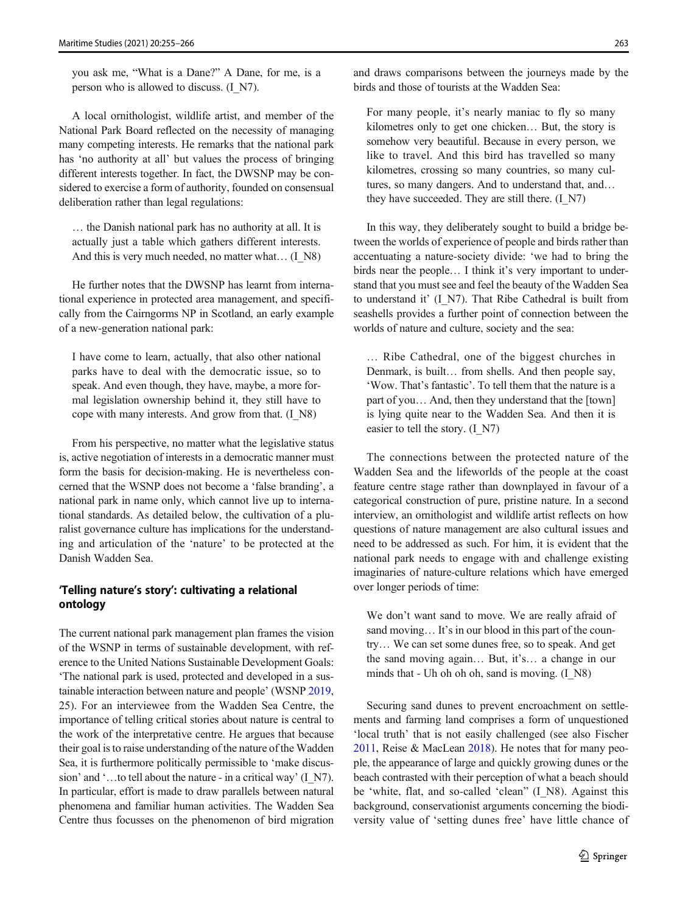you ask me, "What is a Dane?" A Dane, for me, is a person who is allowed to discuss. (I_N7).

A local ornithologist, wildlife artist, and member of the National Park Board reflected on the necessity of managing many competing interests. He remarks that the national park has 'no authority at all' but values the process of bringing different interests together. In fact, the DWSNP may be considered to exercise a form of authority, founded on consensual deliberation rather than legal regulations:

> … the Danish national park has no authority at all. It is actually just a table which gathers different interests. And this is very much needed, no matter what… (I_N8)

He further notes that the DWSNP has learnt from international experience in protected area management, and specifically from the Cairngorms NP in Scotland, an early example of a new-generation national park:

> I have come to learn, actually, that also other national parks have to deal with the democratic issue, so to speak. And even though, they have, maybe, a more formal legislation ownership behind it, they still have to cope with many interests. And grow from that. (I_N8)

From his perspective, no matter what the legislative status is, active negotiation of interests in a democratic manner must form the basis for decision-making. He is nevertheless concerned that the WSNP does not become a 'false branding', a national park in name only, which cannot live up to international standards. As detailed below, the cultivation of a pluralist governance culture has implications for the understanding and articulation of the 'nature' to be protected at the Danish Wadden Sea.

### 'Telling nature's story': cultivating a relational ontology

The current national park management plan frames the vision of the WSNP in terms of sustainable development, with reference to the United Nations Sustainable Development Goals: 'The national park is used, protected and developed in a sustainable interaction between nature and people' (WSNP 2019, 25). For an interviewee from the Wadden Sea Centre, the importance of telling critical stories about nature is central to the work of the interpretative centre. He argues that because their goal is to raise understanding of the nature of the Wadden Sea, it is furthermore politically permissible to 'make discussion' and '…to tell about the nature - in a critical way' (I_N7). In particular, effort is made to draw parallels between natural phenomena and familiar human activities. The Wadden Sea Centre thus focusses on the phenomenon of bird migration and draws comparisons between the journeys made by the birds and those of tourists at the Wadden Sea:

> For many people, it's nearly maniac to fly so many kilometres only to get one chicken… But, the story is somehow very beautiful. Because in every person, we like to travel. And this bird has travelled so many kilometres, crossing so many countries, so many cultures, so many dangers. And to understand that, and… they have succeeded. They are still there. (I_N7)

In this way, they deliberately sought to build a bridge between the worlds of experience of people and birds rather than accentuating a nature-society divide: 'we had to bring the birds near the people… I think it's very important to understand that you must see and feel the beauty of the Wadden Sea to understand it' (I_N7). That Ribe Cathedral is built from seashells provides a further point of connection between the worlds of nature and culture, society and the sea:

> … Ribe Cathedral, one of the biggest churches in Denmark, is built… from shells. And then people say, 'Wow. That's fantastic'. To tell them that the nature is a part of you… And, then they understand that the [town] is lying quite near to the Wadden Sea. And then it is easier to tell the story. (I_N7)

The connections between the protected nature of the Wadden Sea and the lifeworlds of the people at the coast feature centre stage rather than downplayed in favour of a categorical construction of pure, pristine nature. In a second interview, an ornithologist and wildlife artist reflects on how questions of nature management are also cultural issues and need to be addressed as such. For him, it is evident that the national park needs to engage with and challenge existing imaginaries of nature-culture relations which have emerged over longer periods of time:

> We don't want sand to move. We are really afraid of sand moving… It's in our blood in this part of the country… We can set some dunes free, so to speak. And get the sand moving again… But, it's… a change in our minds that - Uh oh oh oh, sand is moving. (I_N8)

Securing sand dunes to prevent encroachment on settlements and farming land comprises a form of unquestioned 'local truth' that is not easily challenged (see also Fischer 2011, Reise & MacLean 2018). He notes that for many people, the appearance of large and quickly growing dunes or the beach contrasted with their perception of what a beach should be 'white, flat, and so-called 'clean'' (I_N8). Against this background, conservationist arguments concerning the biodiversity value of 'setting dunes free' have little chance of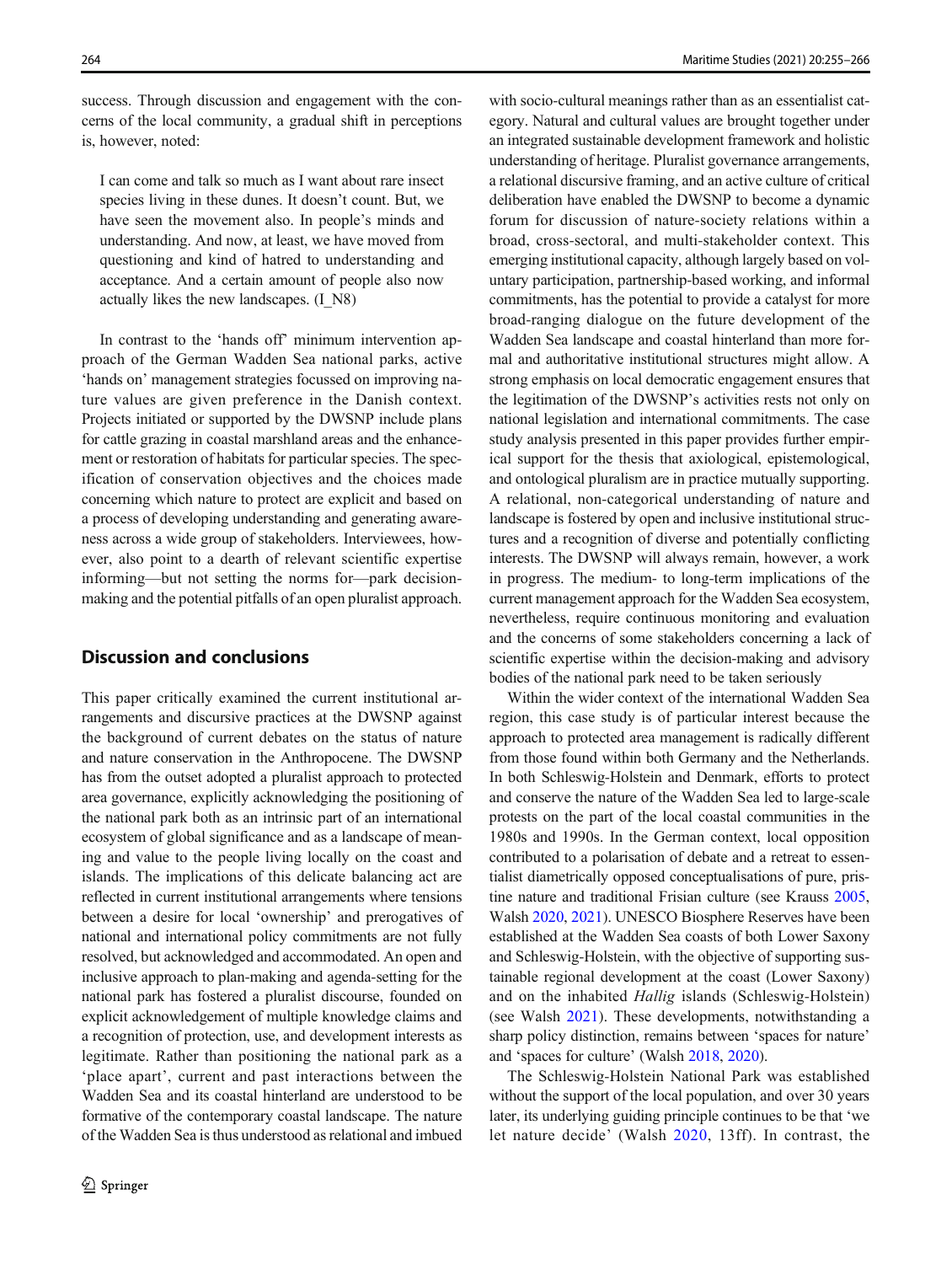success. Through discussion and engagement with the concerns of the local community, a gradual shift in perceptions is, however, noted:

> I can come and talk so much as I want about rare insect species living in these dunes. It doesn't count. But, we have seen the movement also. In people's minds and understanding. And now, at least, we have moved from questioning and kind of hatred to understanding and acceptance. And a certain amount of people also now actually likes the new landscapes. (I_N8)

In contrast to the 'hands off' minimum intervention approach of the German Wadden Sea national parks, active 'hands on' management strategies focussed on improving nature values are given preference in the Danish context. Projects initiated or supported by the DWSNP include plans for cattle grazing in coastal marshland areas and the enhancement or restoration of habitats for particular species. The specification of conservation objectives and the choices made concerning which nature to protect are explicit and based on a process of developing understanding and generating awareness across a wide group of stakeholders. Interviewees, however, also point to a dearth of relevant scientific expertise informing—but not setting the norms for—park decision-making and the potential pitfalls of an open pluralist approach.

## Discussion and conclusions

This paper critically examined the current institutional arrangements and discursive practices at the DWSNP against the background of current debates on the status of nature and nature conservation in the Anthropocene. The DWSNP has from the outset adopted a pluralist approach to protected area governance, explicitly acknowledging the positioning of the national park both as an intrinsic part of an international ecosystem of global significance and as a landscape of meaning and value to the people living locally on the coast and islands. The implications of this delicate balancing act are reflected in current institutional arrangements where tensions between a desire for local 'ownership' and prerogatives of national and international policy commitments are not fully resolved, but acknowledged and accommodated. An open and inclusive approach to plan-making and agenda-setting for the national park has fostered a pluralist discourse, founded on explicit acknowledgement of multiple knowledge claims and a recognition of protection, use, and development interests as legitimate. Rather than positioning the national park as a 'place apart', current and past interactions between the Wadden Sea and its coastal hinterland are understood to be formative of the contemporary coastal landscape. The nature of the Wadden Sea is thus understood as relational and imbued with socio-cultural meanings rather than as an essentialist category. Natural and cultural values are brought together under an integrated sustainable development framework and holistic understanding of heritage. Pluralist governance arrangements, a relational discursive framing, and an active culture of critical deliberation have enabled the DWSNP to become a dynamic forum for discussion of nature-society relations within a broad, cross-sectoral, and multi-stakeholder context. This emerging institutional capacity, although largely based on voluntary participation, partnership-based working, and informal commitments, has the potential to provide a catalyst for more broad-ranging dialogue on the future development of the Wadden Sea landscape and coastal hinterland than more formal and authoritative institutional structures might allow. A strong emphasis on local democratic engagement ensures that the legitimation of the DWSNP's activities rests not only on national legislation and international commitments. The case study analysis presented in this paper provides further empirical support for the thesis that axiological, epistemological, and ontological pluralism are in practice mutually supporting. A relational, non-categorical understanding of nature and landscape is fostered by open and inclusive institutional structures and a recognition of diverse and potentially conflicting interests. The DWSNP will always remain, however, a work in progress. The medium- to long-term implications of the current management approach for the Wadden Sea ecosystem, nevertheless, require continuous monitoring and evaluation and the concerns of some stakeholders concerning a lack of scientific expertise within the decision-making and advisory bodies of the national park need to be taken seriously

Within the wider context of the international Wadden Sea region, this case study is of particular interest because the approach to protected area management is radically different from those found within both Germany and the Netherlands. In both Schleswig-Holstein and Denmark, efforts to protect and conserve the nature of the Wadden Sea led to large-scale protests on the part of the local coastal communities in the 1980s and 1990s. In the German context, local opposition contributed to a polarisation of debate and a retreat to essentialist diametrically opposed conceptualisations of pure, pristine nature and traditional Frisian culture (see Krauss 2005, Walsh 2020, 2021). UNESCO Biosphere Reserves have been established at the Wadden Sea coasts of both Lower Saxony and Schleswig-Holstein, with the objective of supporting sustainable regional development at the coast (Lower Saxony) and on the inhabited *Hallig* islands (Schleswig-Holstein) (see Walsh 2021). These developments, notwithstanding a sharp policy distinction, remains between 'spaces for nature' and 'spaces for culture' (Walsh 2018, 2020).

The Schleswig-Holstein National Park was established without the support of the local population, and over 30 years later, its underlying guiding principle continues to be that 'we let nature decide' (Walsh 2020, 13ff). In contrast, the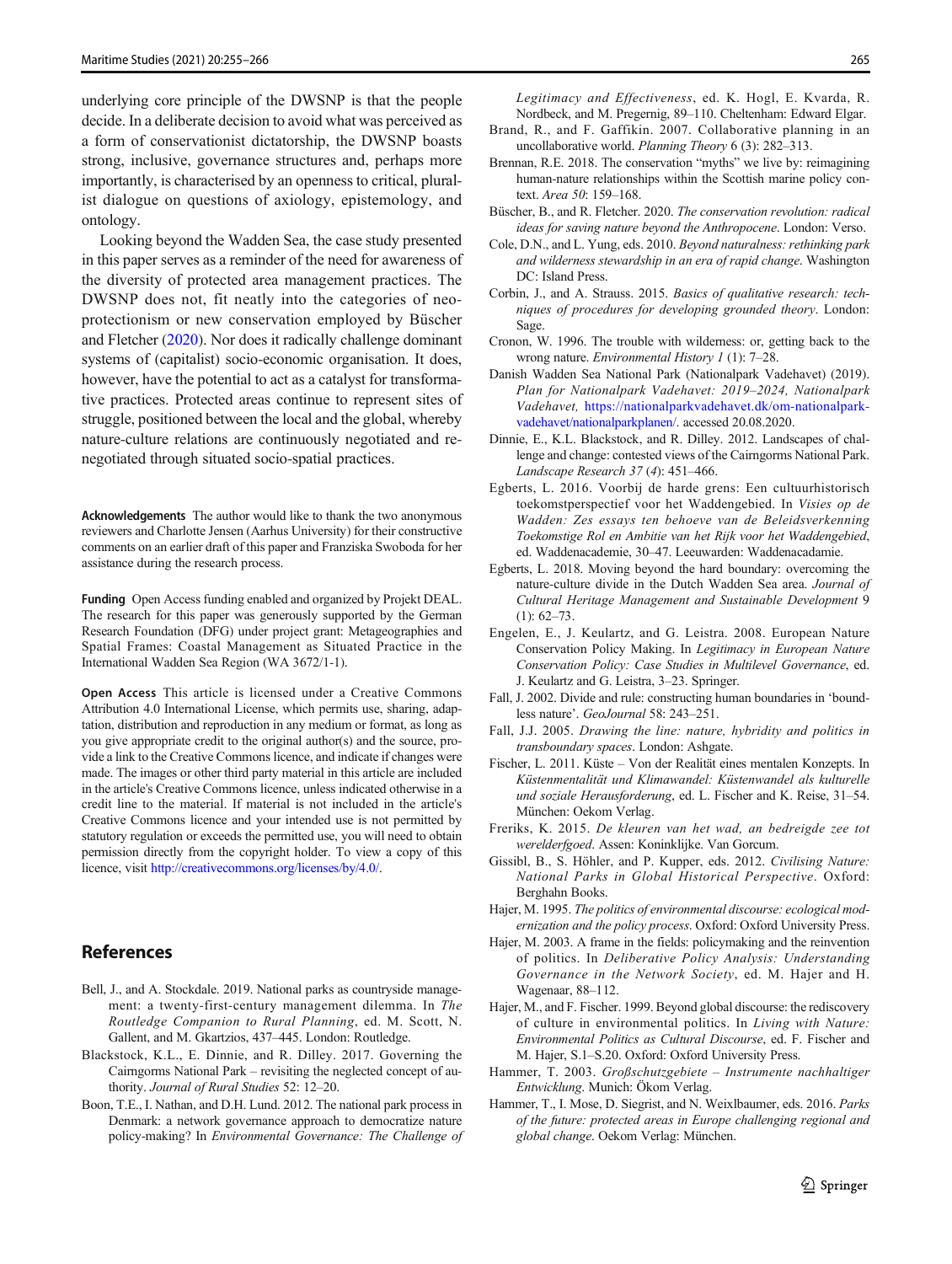underlying core principle of the DWSNP is that the people decide. In a deliberate decision to avoid what was perceived as a form of conservationist dictatorship, the DWSNP boasts strong, inclusive, governance structures and, perhaps more importantly, is characterised by an openness to critical, pluralist dialogue on questions of axiology, epistemology, and ontology.

Looking beyond the Wadden Sea, the case study presented in this paper serves as a reminder of the need for awareness of the diversity of protected area management practices. The DWSNP does not, fit neatly into the categories of neo-protectionism or new conservation employed by Büscher and Fletcher (2020). Nor does it radically challenge dominant systems of (capitalist) socio-economic organisation. It does, however, have the potential to act as a catalyst for transformative practices. Protected areas continue to represent sites of struggle, positioned between the local and the global, whereby nature-culture relations are continuously negotiated and re-negotiated through situated socio-spatial practices.

**Acknowledgements** The author would like to thank the two anonymous reviewers and Charlotte Jensen (Aarhus University) for their constructive comments on an earlier draft of this paper and Franziska Swoboda for her assistance during the research process.

**Funding** Open Access funding enabled and organized by Projekt DEAL. The research for this paper was generously supported by the German Research Foundation (DFG) under project grant: Metageographies and Spatial Frames: Coastal Management as Situated Practice in the International Wadden Sea Region (WA 3672/1-1).

**Open Access** This article is licensed under a Creative Commons Attribution 4.0 International License, which permits use, sharing, adaptation, distribution and reproduction in any medium or format, as long as you give appropriate credit to the original author(s) and the source, provide a link to the Creative Commons licence, and indicate if changes were made. The images or other third party material in this article are included in the article's Creative Commons licence, unless indicated otherwise in a credit line to the material. If material is not included in the article's Creative Commons licence and your intended use is not permitted by statutory regulation or exceeds the permitted use, you will need to obtain permission directly from the copyright holder. To view a copy of this licence, visit http://creativecommons.org/licenses/by/4.0/.

## References

Bell, J., and A. Stockdale. 2019. National parks as countryside management: a twenty-first-century management dilemma. In *The Routledge Companion to Rural Planning*, ed. M. Scott, N. Gallent, and M. Gkartzios, 437–445. London: Routledge.

Blackstock, K.L., E. Dinnie, and R. Dilley. 2017. Governing the Cairngorms National Park – revisiting the neglected concept of authority. *Journal of Rural Studies* 52: 12–20.

Boon, T.E., I. Nathan, and D.H. Lund. 2012. The national park process in Denmark: a network governance approach to democratize nature policy-making? In *Environmental Governance: The Challenge of Legitimacy and Effectiveness*, ed. K. Hogl, E. Kvarda, R. Nordbeck, and M. Pregernig, 89–110. Cheltenham: Edward Elgar.

Brand, R., and F. Gaffikin. 2007. Collaborative planning in an uncollaborative world. *Planning Theory* 6 (3): 282–313.

Brennan, R.E. 2018. The conservation "myths" we live by: reimagining human-nature relationships within the Scottish marine policy context. *Area 50*: 159–168.

Büscher, B., and R. Fletcher. 2020. *The conservation revolution: radical ideas for saving nature beyond the Anthropocene*. London: Verso.

Cole, D.N., and L. Yung, eds. 2010. *Beyond naturalness: rethinking park and wilderness stewardship in an era of rapid change*. Washington DC: Island Press.

Corbin, J., and A. Strauss. 2015. *Basics of qualitative research: techniques of procedures for developing grounded theory*. London: Sage.

Cronon, W. 1996. The trouble with wilderness: or, getting back to the wrong nature. *Environmental History 1* (1): 7–28.

Danish Wadden Sea National Park (Nationalpark Vadehavet) (2019). *Plan for Nationalpark Vadehavet: 2019–2024, Nationalpark Vadehavet,* https://nationalparkvadehavet.dk/om-nationalpark-vadehavet/nationalparkplanen/. accessed 20.08.2020.

Dinnie, E., K.L. Blackstock, and R. Dilley. 2012. Landscapes of challenge and change: contested views of the Cairngorms National Park. *Landscape Research 37* (*4*): 451–466.

Egberts, L. 2016. Voorbij de harde grens: Een cultuurhistorisch toekomstperspectief voor het Waddengebied. In *Visies op de Wadden: Zes essays ten behoeve van de Beleidsverkenning Toekomstige Rol en Ambitie van het Rijk voor het Waddengebied*, ed. Waddenacademie, 30–47. Leeuwarden: Waddenacademie.

Egberts, L. 2018. Moving beyond the hard boundary: overcoming the nature-culture divide in the Dutch Wadden Sea area. *Journal of Cultural Heritage Management and Sustainable Development* 9 (1): 62–73.

Engelen, E., J. Keulartz, and G. Leistra. 2008. European Nature Conservation Policy Making. In *Legitimacy in European Nature Conservation Policy: Case Studies in Multilevel Governance*, ed. J. Keulartz and G. Leistra, 3–23. Springer.

Fall, J. 2002. Divide and rule: constructing human boundaries in 'boundless nature'. *GeoJournal* 58: 243–251.

Fall, J.J. 2005. *Drawing the line: nature, hybridity and politics in transboundary spaces*. London: Ashgate.

Fischer, L. 2011. Küste – Von der Realität eines mentalen Konzepts. In *Küstenmentalität und Klimawandel: Küstenwandel als kulturelle und soziale Herausforderung*, ed. L. Fischer and K. Reise, 31–54. München: Oekom Verlag.

Freriks, K. 2015. *De kleuren van het wad, an bedreigde zee tot werelderfgoed*. Assen: Koninklijke. Van Gorcum.

Gissibl, B., S. Höhler, and P. Kupper, eds. 2012. *Civilising Nature: National Parks in Global Historical Perspective*. Oxford: Berghahn Books.

Hajer, M. 1995. *The politics of environmental discourse: ecological modernization and the policy process*. Oxford: Oxford University Press.

Hajer, M. 2003. A frame in the fields: policymaking and the reinvention of politics. In *Deliberative Policy Analysis: Understanding Governance in the Network Society*, ed. M. Hajer and H. Wagenaar, 88–112.

Hajer, M., and F. Fischer. 1999. Beyond global discourse: the rediscovery of culture in environmental politics. In *Living with Nature: Environmental Politics as Cultural Discourse*, ed. F. Fischer and M. Hajer, S.1–S.20. Oxford: Oxford University Press.

Hammer, T. 2003. *Großschutzgebiete – Instrumente nachhaltiger Entwicklung*. Munich: Ökom Verlag.

Hammer, T., I. Mose, D. Siegrist, and N. Weixlbaumer, eds. 2016. *Parks of the future: protected areas in Europe challenging regional and global change*. Oekom Verlag: München.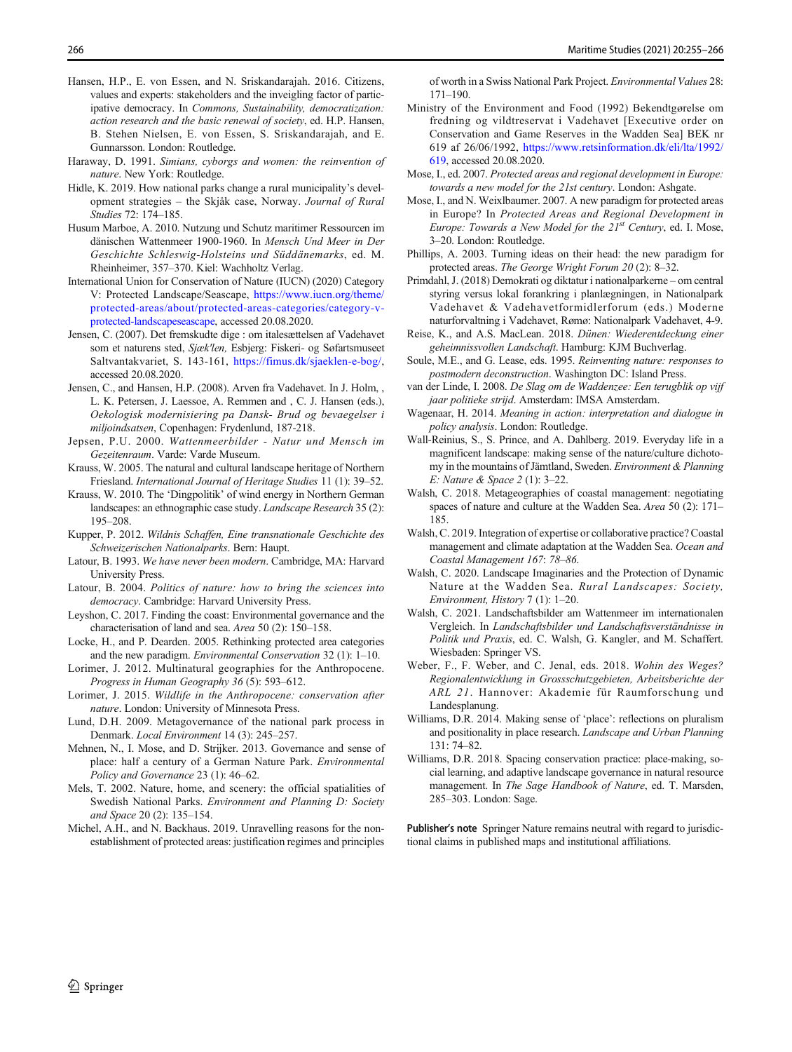Hansen, H.P., E. von Essen, and N. Sriskandarajah. 2016. Citizens, values and experts: stakeholders and the inveigling factor of participative democracy. In *Commons, Sustainability, democratization: action research and the basic renewal of society*, ed. H.P. Hansen, B. Stehen Nielsen, E. von Essen, S. Sriskandarajah, and E. Gunnarsson. London: Routledge.

Haraway, D. 1991. *Simians, cyborgs and women: the reinvention of nature*. New York: Routledge.

Hidle, K. 2019. How national parks change a rural municipality's development strategies – the Skjåk case, Norway. *Journal of Rural Studies* 72: 174–185.

Husum Marboe, A. 2010. Nutzung und Schutz maritimer Ressourcen im dänischen Wattenmeer 1900-1960. In *Mensch Und Meer in Der Geschichte Schleswig-Holsteins und Süddänemarks*, ed. M. Rheinheimer, 357–370. Kiel: Wachholtz Verlag.

International Union for Conservation of Nature (IUCN) (2020) Category V: Protected Landscape/Seascape, https://www.iucn.org/theme/protected-areas/about/protected-areas-categories/category-v-protected-landscapeseascape, accessed 20.08.2020.

Jensen, C. (2007). Det fremskudte dige : om italesættelsen af Vadehavet som et naturens sted, *Sjæk'len,* Esbjerg: Fiskeri- og Søfartsmuseet Saltvantakvariet, S. 143-161, https://fimus.dk/sjaeklen-e-bog/, accessed 20.08.2020.

Jensen, C., and Hansen, H.P. (2008). Arven fra Vadehavet. In J. Holm, , L. K. Petersen, J. Laessoe, A. Remmen and , C. J. Hansen (eds.), *Oekologisk modernisiering pa Dansk- Brud og bevaegelser i miljoindsatsen*, Copenhagen: Frydenlund, 187-218.

Jepsen, P.U. 2000. *Wattenmeerbilder - Natur und Mensch im Gezeitenraum*. Varde: Varde Museum.

Krauss, W. 2005. The natural and cultural landscape heritage of Northern Friesland. *International Journal of Heritage Studies* 11 (1): 39–52.

Krauss, W. 2010. The 'Dingpolitik' of wind energy in Northern German landscapes: an ethnographic case study. *Landscape Research* 35 (2): 195–208.

Kupper, P. 2012. *Wildnis Schaffen, Eine transnationale Geschichte des Schweizerischen Nationalparks*. Bern: Haupt.

Latour, B. 1993. *We have never been modern*. Cambridge, MA: Harvard University Press.

Latour, B. 2004. *Politics of nature: how to bring the sciences into democracy*. Cambridge: Harvard University Press.

Leyshon, C. 2017. Finding the coast: Environmental governance and the characterisation of land and sea. *Area* 50 (2): 150–158.

Locke, H., and P. Dearden. 2005. Rethinking protected area categories and the new paradigm. *Environmental Conservation* 32 (1): 1–10.

Lorimer, J. 2012. Multinatural geographies for the Anthropocene. *Progress in Human Geography 36* (5): 593–612.

Lorimer, J. 2015. *Wildlife in the Anthropocene: conservation after nature*. London: University of Minnesota Press.

Lund, D.H. 2009. Metagovernance of the national park process in Denmark. *Local Environment* 14 (3): 245–257.

Mehnen, N., I. Mose, and D. Strijker. 2013. Governance and sense of place: half a century of a German Nature Park. *Environmental Policy and Governance* 23 (1): 46–62.

Mels, T. 2002. Nature, home, and scenery: the official spatialities of Swedish National Parks. *Environment and Planning D: Society and Space* 20 (2): 135–154.

Michel, A.H., and N. Backhaus. 2019. Unravelling reasons for the non-establishment of protected areas: justification regimes and principles of worth in a Swiss National Park Project. *Environmental Values* 28: 171–190.

Ministry of the Environment and Food (1992) Bekendtgørelse om fredning og vildtreservat i Vadehavet [Executive order on Conservation and Game Reserves in the Wadden Sea] BEK nr 619 af 26/06/1992, https://www.retsinformation.dk/eli/lta/1992/619, accessed 20.08.2020.

Mose, I., ed. 2007. *Protected areas and regional development in Europe: towards a new model for the 21st century*. London: Ashgate.

Mose, I., and N. Weixlbaumer. 2007. A new paradigm for protected areas in Europe? In *Protected Areas and Regional Development in Europe: Towards a New Model for the 21^st^ Century*, ed. I. Mose, 3–20. London: Routledge.

Phillips, A. 2003. Turning ideas on their head: the new paradigm for protected areas. *The George Wright Forum 20* (2): 8–32.

Primdahl, J. (2018) Demokrati og diktatur i nationalparkerne – om central styring versus lokal forankring i planlægningen, in Nationalpark Vadehavet & Vadehavetformidlerforum (eds.) Moderne naturforvaltning i Vadehavet, Rømø: Nationalpark Vadehavet, 4-9.

Reise, K., and A.S. MacLean. 2018. *Dünen: Wiederentdeckung einer geheimnissvollen Landschaft*. Hamburg: KJM Buchverlag.

Soule, M.E., and G. Lease, eds. 1995. *Reinventing nature: responses to postmodern deconstruction*. Washington DC: Island Press.

van der Linde, I. 2008. *De Slag om de Waddenzee: Een terugblik op vijf jaar politieke strijd*. Amsterdam: IMSA Amsterdam.

Wagenaar, H. 2014. *Meaning in action: interpretation and dialogue in policy analysis*. London: Routledge.

Wall-Reinius, S., S. Prince, and A. Dahlberg. 2019. Everyday life in a magnificent landscape: making sense of the nature/culture dichotomy in the mountains of Jämtland, Sweden. *Environment & Planning E: Nature & Space 2* (1): 3–22.

Walsh, C. 2018. Metageographies of coastal management: negotiating spaces of nature and culture at the Wadden Sea. *Area* 50 (2): 171–185.

Walsh, C. 2019. Integration of expertise or collaborative practice? Coastal management and climate adaptation at the Wadden Sea. *Ocean and Coastal Management 167: 78–86*.

Walsh, C. 2020. Landscape Imaginaries and the Protection of Dynamic Nature at the Wadden Sea. *Rural Landscapes: Society, Environment, History* 7 (1): 1–20.

Walsh, C. 2021. Landschaftsbilder am Wattenmeer im internationalen Vergleich. In *Landschaftsbilder und Landschaftsverständnisse in Politik und Praxis*, ed. C. Walsh, G. Kangler, and M. Schaffert. Wiesbaden: Springer VS.

Weber, F., F. Weber, and C. Jenal, eds. 2018. *Wohin des Weges? Regionalentwicklung in Grossschutzgebieten, Arbeitsberichte der ARL 21*. Hannover: Akademie für Raumforschung und Landesplanung.

Williams, D.R. 2014. Making sense of 'place': reflections on pluralism and positionality in place research. *Landscape and Urban Planning* 131: 74–82.

Williams, D.R. 2018. Spacing conservation practice: place-making, social learning, and adaptive landscape governance in natural resource management. In *The Sage Handbook of Nature*, ed. T. Marsden, 285–303. London: Sage.

**Publisher's note** Springer Nature remains neutral with regard to jurisdictional claims in published maps and institutional affiliations.